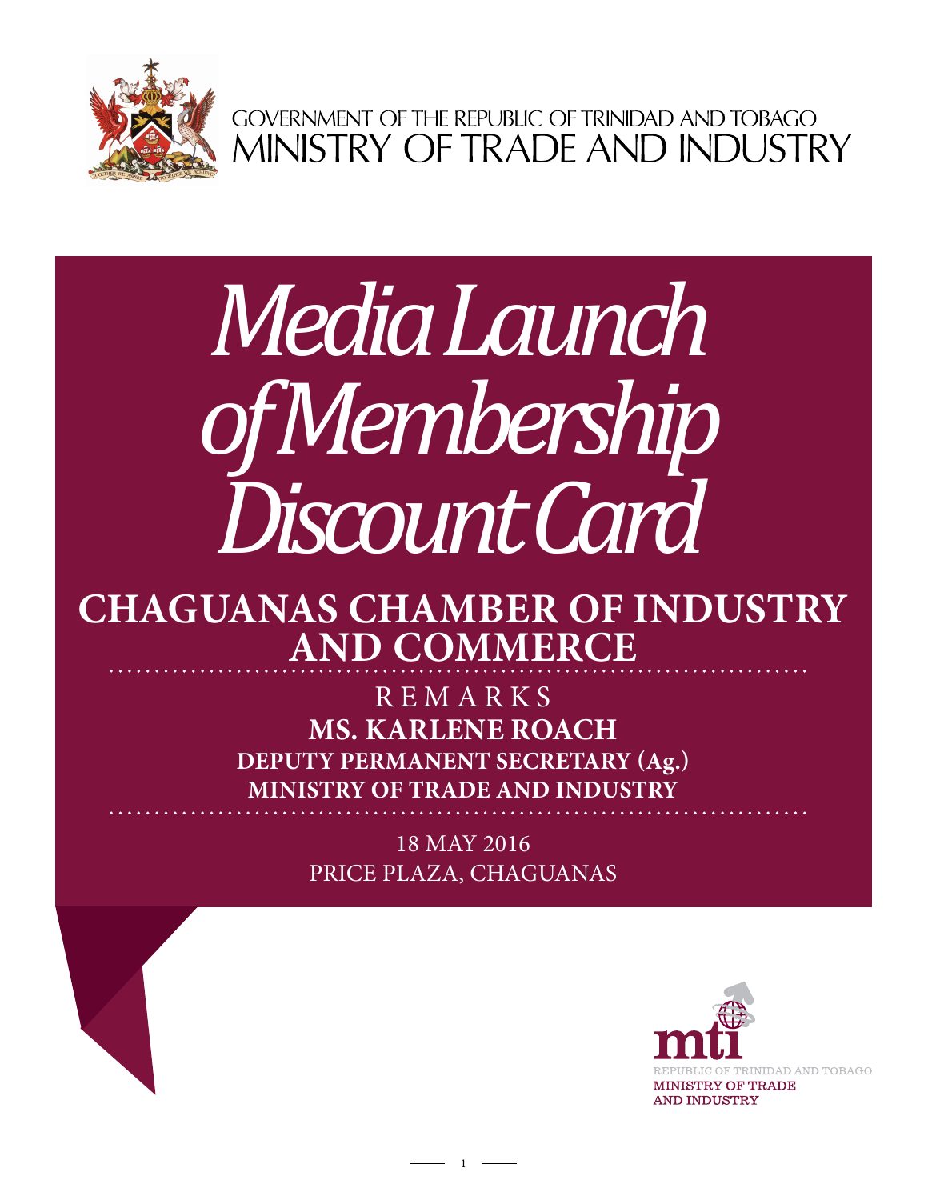GOVERNMENT OF THE REPUBLIC OF TRINIDAD AND TOBAGO
MINISTRY OF TRADE AND INDUSTRY

# *Media Launch of Membership Discount Card*

## CHAGUANAS CHAMBER OF INDUSTRY AND COMMERCE

REMARKS

**MS. KARLENE ROACH**

**DEPUTY PERMANENT SECRETARY (Ag.)**

**MINISTRY OF TRADE AND INDUSTRY**

18 MAY 2016

PRICE PLAZA, CHAGUANAS

mti
REPUBLIC OF TRINIDAD AND TOBAGO
MINISTRY OF TRADE AND INDUSTRY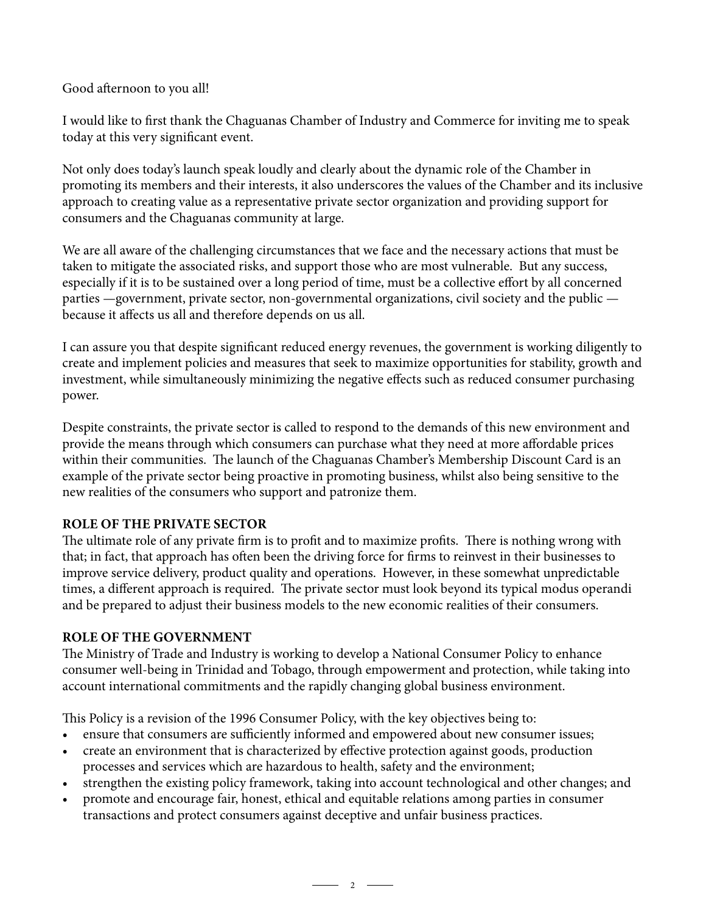Good afternoon to you all!

I would like to first thank the Chaguanas Chamber of Industry and Commerce for inviting me to speak today at this very significant event.

Not only does today's launch speak loudly and clearly about the dynamic role of the Chamber in promoting its members and their interests, it also underscores the values of the Chamber and its inclusive approach to creating value as a representative private sector organization and providing support for consumers and the Chaguanas community at large.

We are all aware of the challenging circumstances that we face and the necessary actions that must be taken to mitigate the associated risks, and support those who are most vulnerable. But any success, especially if it is to be sustained over a long period of time, must be a collective effort by all concerned parties —government, private sector, non-governmental organizations, civil society and the public — because it affects us all and therefore depends on us all.

I can assure you that despite significant reduced energy revenues, the government is working diligently to create and implement policies and measures that seek to maximize opportunities for stability, growth and investment, while simultaneously minimizing the negative effects such as reduced consumer purchasing power.

Despite constraints, the private sector is called to respond to the demands of this new environment and provide the means through which consumers can purchase what they need at more affordable prices within their communities. The launch of the Chaguanas Chamber's Membership Discount Card is an example of the private sector being proactive in promoting business, whilst also being sensitive to the new realities of the consumers who support and patronize them.

**ROLE OF THE PRIVATE SECTOR**

The ultimate role of any private firm is to profit and to maximize profits. There is nothing wrong with that; in fact, that approach has often been the driving force for firms to reinvest in their businesses to improve service delivery, product quality and operations. However, in these somewhat unpredictable times, a different approach is required. The private sector must look beyond its typical modus operandi and be prepared to adjust their business models to the new economic realities of their consumers.

**ROLE OF THE GOVERNMENT**

The Ministry of Trade and Industry is working to develop a National Consumer Policy to enhance consumer well-being in Trinidad and Tobago, through empowerment and protection, while taking into account international commitments and the rapidly changing global business environment.

This Policy is a revision of the 1996 Consumer Policy, with the key objectives being to:

- ensure that consumers are sufficiently informed and empowered about new consumer issues;
- create an environment that is characterized by effective protection against goods, production processes and services which are hazardous to health, safety and the environment;
- strengthen the existing policy framework, taking into account technological and other changes; and
- promote and encourage fair, honest, ethical and equitable relations among parties in consumer transactions and protect consumers against deceptive and unfair business practices.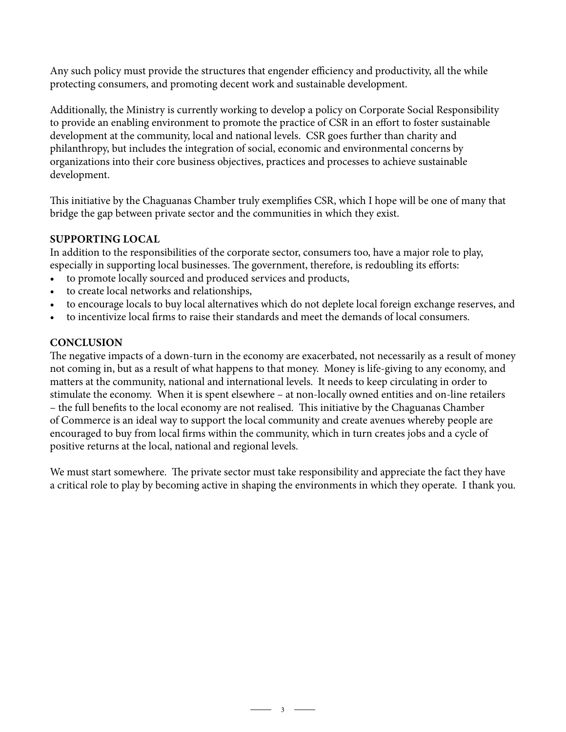Any such policy must provide the structures that engender efficiency and productivity, all the while protecting consumers, and promoting decent work and sustainable development.

Additionally, the Ministry is currently working to develop a policy on Corporate Social Responsibility to provide an enabling environment to promote the practice of CSR in an effort to foster sustainable development at the community, local and national levels. CSR goes further than charity and philanthropy, but includes the integration of social, economic and environmental concerns by organizations into their core business objectives, practices and processes to achieve sustainable development.

This initiative by the Chaguanas Chamber truly exemplifies CSR, which I hope will be one of many that bridge the gap between private sector and the communities in which they exist.

**SUPPORTING LOCAL**

In addition to the responsibilities of the corporate sector, consumers too, have a major role to play, especially in supporting local businesses. The government, therefore, is redoubling its efforts:

- to promote locally sourced and produced services and products,
- to create local networks and relationships,
- to encourage locals to buy local alternatives which do not deplete local foreign exchange reserves, and
- to incentivize local firms to raise their standards and meet the demands of local consumers.

**CONCLUSION**

The negative impacts of a down-turn in the economy are exacerbated, not necessarily as a result of money not coming in, but as a result of what happens to that money. Money is life-giving to any economy, and matters at the community, national and international levels. It needs to keep circulating in order to stimulate the economy. When it is spent elsewhere – at non-locally owned entities and on-line retailers – the full benefits to the local economy are not realised. This initiative by the Chaguanas Chamber of Commerce is an ideal way to support the local community and create avenues whereby people are encouraged to buy from local firms within the community, which in turn creates jobs and a cycle of positive returns at the local, national and regional levels.

We must start somewhere. The private sector must take responsibility and appreciate the fact they have a critical role to play by becoming active in shaping the environments in which they operate. I thank you.